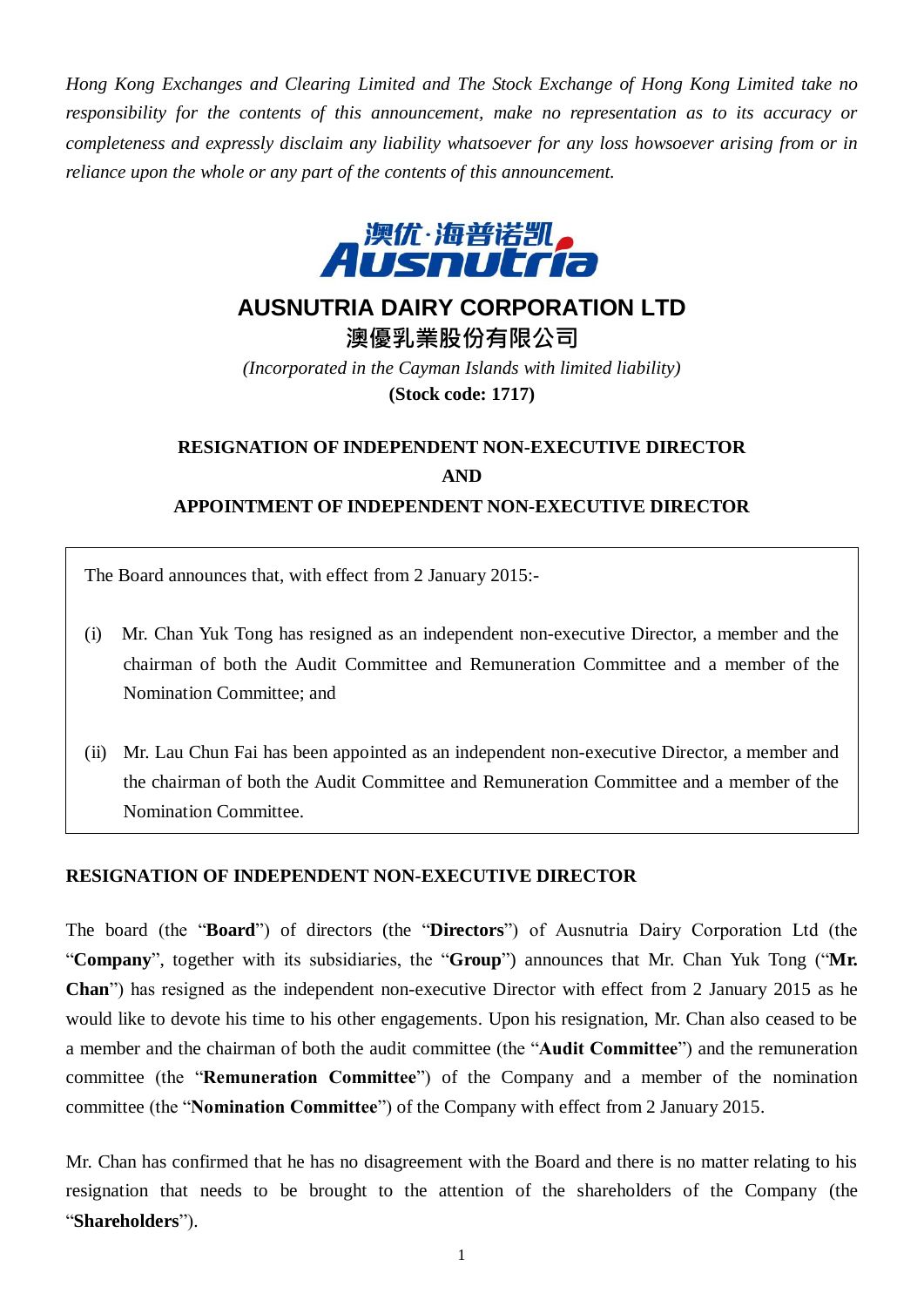*Hong Kong Exchanges and Clearing Limited and The Stock Exchange of Hong Kong Limited take no responsibility for the contents of this announcement, make no representation as to its accuracy or completeness and expressly disclaim any liability whatsoever for any loss howsoever arising from or in reliance upon the whole or any part of the contents of this announcement.*

# AUSNUTRIA DAIRY CORPORATION LTD
# 澳優乳業股份有限公司

*(Incorporated in the Cayman Islands with limited liability)*

**(Stock code: 1717)**

## RESIGNATION OF INDEPENDENT NON-EXECUTIVE DIRECTOR AND APPOINTMENT OF INDEPENDENT NON-EXECUTIVE DIRECTOR

The Board announces that, with effect from 2 January 2015:-

(i) Mr. Chan Yuk Tong has resigned as an independent non-executive Director, a member and the chairman of both the Audit Committee and Remuneration Committee and a member of the Nomination Committee; and

(ii) Mr. Lau Chun Fai has been appointed as an independent non-executive Director, a member and the chairman of both the Audit Committee and Remuneration Committee and a member of the Nomination Committee.

## RESIGNATION OF INDEPENDENT NON-EXECUTIVE DIRECTOR

The board (the "**Board**") of directors (the "**Directors**") of Ausnutria Dairy Corporation Ltd (the "**Company**", together with its subsidiaries, the "**Group**") announces that Mr. Chan Yuk Tong ("**Mr. Chan**") has resigned as the independent non-executive Director with effect from 2 January 2015 as he would like to devote his time to his other engagements. Upon his resignation, Mr. Chan also ceased to be a member and the chairman of both the audit committee (the "**Audit Committee**") and the remuneration committee (the "**Remuneration Committee**") of the Company and a member of the nomination committee (the "**Nomination Committee**") of the Company with effect from 2 January 2015.

Mr. Chan has confirmed that he has no disagreement with the Board and there is no matter relating to his resignation that needs to be brought to the attention of the shareholders of the Company (the "**Shareholders**").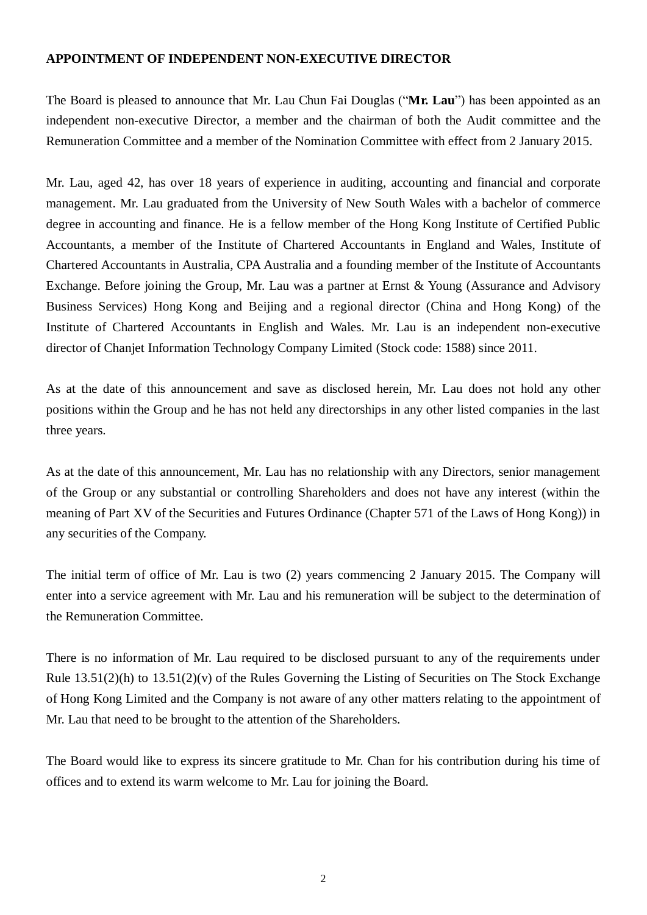**APPOINTMENT OF INDEPENDENT NON-EXECUTIVE DIRECTOR**

The Board is pleased to announce that Mr. Lau Chun Fai Douglas ("**Mr. Lau**") has been appointed as an independent non-executive Director, a member and the chairman of both the Audit committee and the Remuneration Committee and a member of the Nomination Committee with effect from 2 January 2015.

Mr. Lau, aged 42, has over 18 years of experience in auditing, accounting and financial and corporate management. Mr. Lau graduated from the University of New South Wales with a bachelor of commerce degree in accounting and finance. He is a fellow member of the Hong Kong Institute of Certified Public Accountants, a member of the Institute of Chartered Accountants in England and Wales, Institute of Chartered Accountants in Australia, CPA Australia and a founding member of the Institute of Accountants Exchange. Before joining the Group, Mr. Lau was a partner at Ernst & Young (Assurance and Advisory Business Services) Hong Kong and Beijing and a regional director (China and Hong Kong) of the Institute of Chartered Accountants in English and Wales. Mr. Lau is an independent non-executive director of Chanjet Information Technology Company Limited (Stock code: 1588) since 2011.

As at the date of this announcement and save as disclosed herein, Mr. Lau does not hold any other positions within the Group and he has not held any directorships in any other listed companies in the last three years.

As at the date of this announcement, Mr. Lau has no relationship with any Directors, senior management of the Group or any substantial or controlling Shareholders and does not have any interest (within the meaning of Part XV of the Securities and Futures Ordinance (Chapter 571 of the Laws of Hong Kong)) in any securities of the Company.

The initial term of office of Mr. Lau is two (2) years commencing 2 January 2015. The Company will enter into a service agreement with Mr. Lau and his remuneration will be subject to the determination of the Remuneration Committee.

There is no information of Mr. Lau required to be disclosed pursuant to any of the requirements under Rule 13.51(2)(h) to 13.51(2)(v) of the Rules Governing the Listing of Securities on The Stock Exchange of Hong Kong Limited and the Company is not aware of any other matters relating to the appointment of Mr. Lau that need to be brought to the attention of the Shareholders.

The Board would like to express its sincere gratitude to Mr. Chan for his contribution during his time of offices and to extend its warm welcome to Mr. Lau for joining the Board.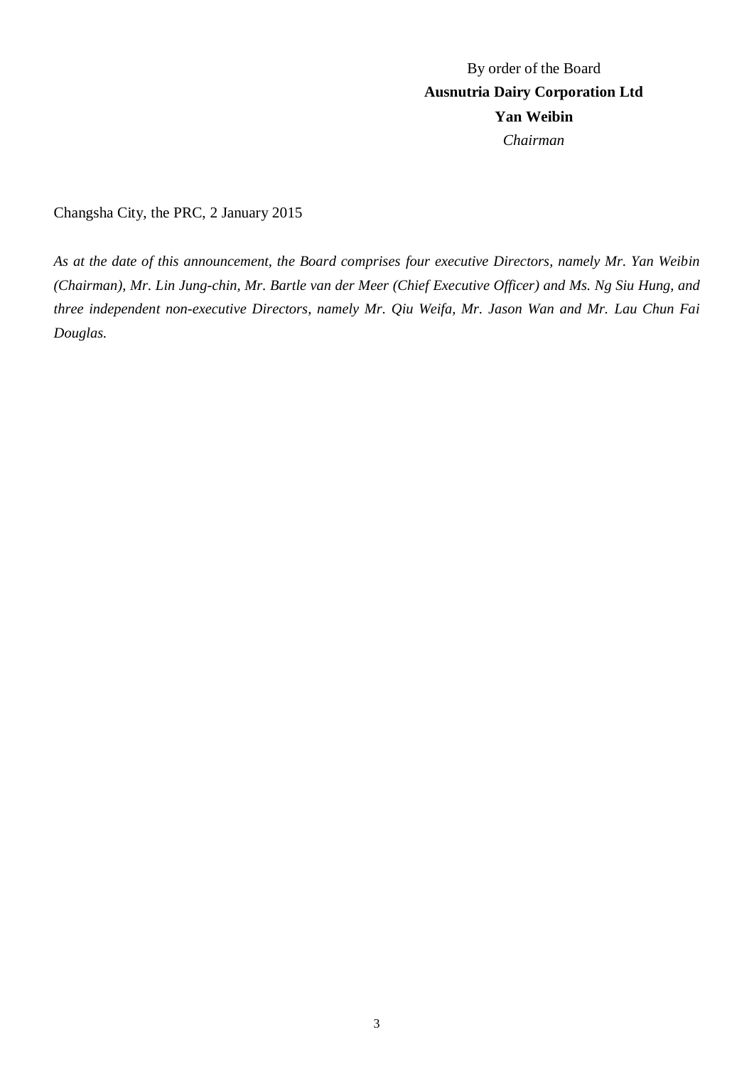By order of the Board

**Ausnutria Dairy Corporation Ltd**

**Yan Weibin**

*Chairman*

Changsha City, the PRC, 2 January 2015

*As at the date of this announcement, the Board comprises four executive Directors, namely Mr. Yan Weibin (Chairman), Mr. Lin Jung-chin, Mr. Bartle van der Meer (Chief Executive Officer) and Ms. Ng Siu Hung, and three independent non-executive Directors, namely Mr. Qiu Weifa, Mr. Jason Wan and Mr. Lau Chun Fai Douglas.*